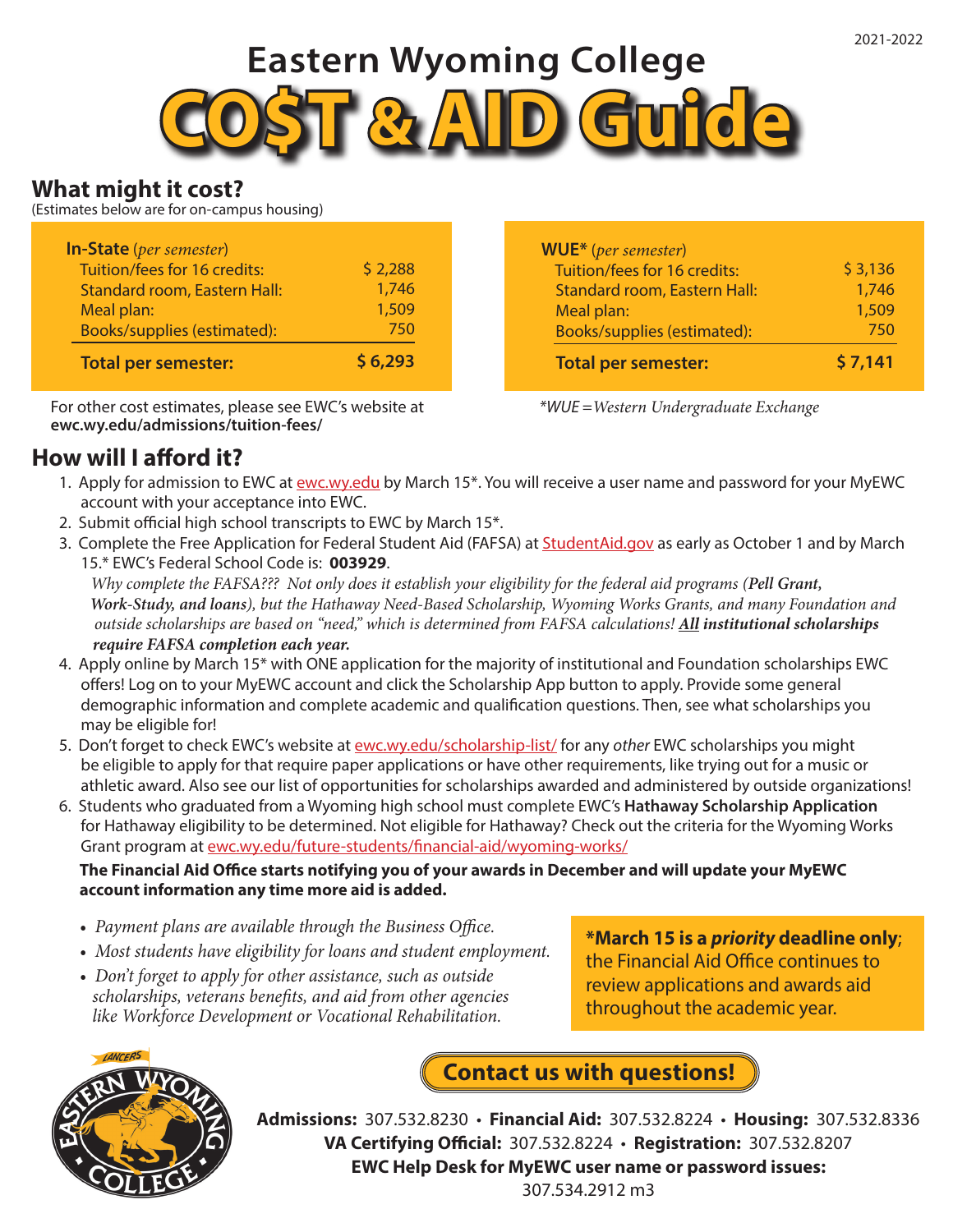2021-2022

# Eastern Wyoming College
# CO$T & AID Guide

## What might it cost?

(Estimates below are for on-campus housing)

| **In-State** *(per semester)* | |
|---|---|
| Tuition/fees for 16 credits: | $ 2,288 |
| Standard room, Eastern Hall: | 1,746 |
| Meal plan: | 1,509 |
| Books/supplies (estimated): | 750 |
| **Total per semester:** | **$ 6,293** |

For other cost estimates, please see EWC's website at **ewc.wy.edu/admissions/tuition-fees/**

| **WUE*** *(per semester)* | |
|---|---|
| Tuition/fees for 16 credits: | $ 3,136 |
| Standard room, Eastern Hall: | 1,746 |
| Meal plan: | 1,509 |
| Books/supplies (estimated): | 750 |
| **Total per semester:** | **$ 7,141** |

*\*WUE = Western Undergraduate Exchange*

## How will I afford it?

1. Apply for admission to EWC at ewc.wy.edu by March 15*. You will receive a user name and password for your MyEWC account with your acceptance into EWC.
2. Submit official high school transcripts to EWC by March 15*.
3. Complete the Free Application for Federal Student Aid (FAFSA) at StudentAid.gov as early as October 1 and by March 15.* EWC's Federal School Code is: **003929**.
   *Why complete the FAFSA??? Not only does it establish your eligibility for the federal aid programs (**Pell Grant, Work-Study, and loans**), but the Hathaway Need-Based Scholarship, Wyoming Works Grants, and many Foundation and outside scholarships are based on "need," which is determined from FAFSA calculations! **All institutional scholarships require FAFSA completion each year.***
4. Apply online by March 15* with ONE application for the majority of institutional and Foundation scholarships EWC offers! Log on to your MyEWC account and click the Scholarship App button to apply. Provide some general demographic information and complete academic and qualification questions. Then, see what scholarships you may be eligible for!
5. Don't forget to check EWC's website at ewc.wy.edu/scholarship-list/ for any *other* EWC scholarships you might be eligible to apply for that require paper applications or have other requirements, like trying out for a music or athletic award. Also see our list of opportunities for scholarships awarded and administered by outside organizations!
6. Students who graduated from a Wyoming high school must complete EWC's **Hathaway Scholarship Application** for Hathaway eligibility to be determined. Not eligible for Hathaway? Check out the criteria for the Wyoming Works Grant program at ewc.wy.edu/future-students/financial-aid/wyoming-works/

**The Financial Aid Office starts notifying you of your awards in December and will update your MyEWC account information any time more aid is added.**

- *Payment plans are available through the Business Office.*
- *Most students have eligibility for loans and student employment.*
- *Don't forget to apply for other assistance, such as outside scholarships, veterans benefits, and aid from other agencies like Workforce Development or Vocational Rehabilitation.*

**\*March 15 is a *priority* deadline only**; the Financial Aid Office continues to review applications and awards aid throughout the academic year.

## Contact us with questions!

**Admissions:** 307.532.8230 • **Financial Aid:** 307.532.8224 • **Housing:** 307.532.8336
**VA Certifying Official:** 307.532.8224 • **Registration:** 307.532.8207
**EWC Help Desk for MyEWC user name or password issues:**
307.534.2912 m3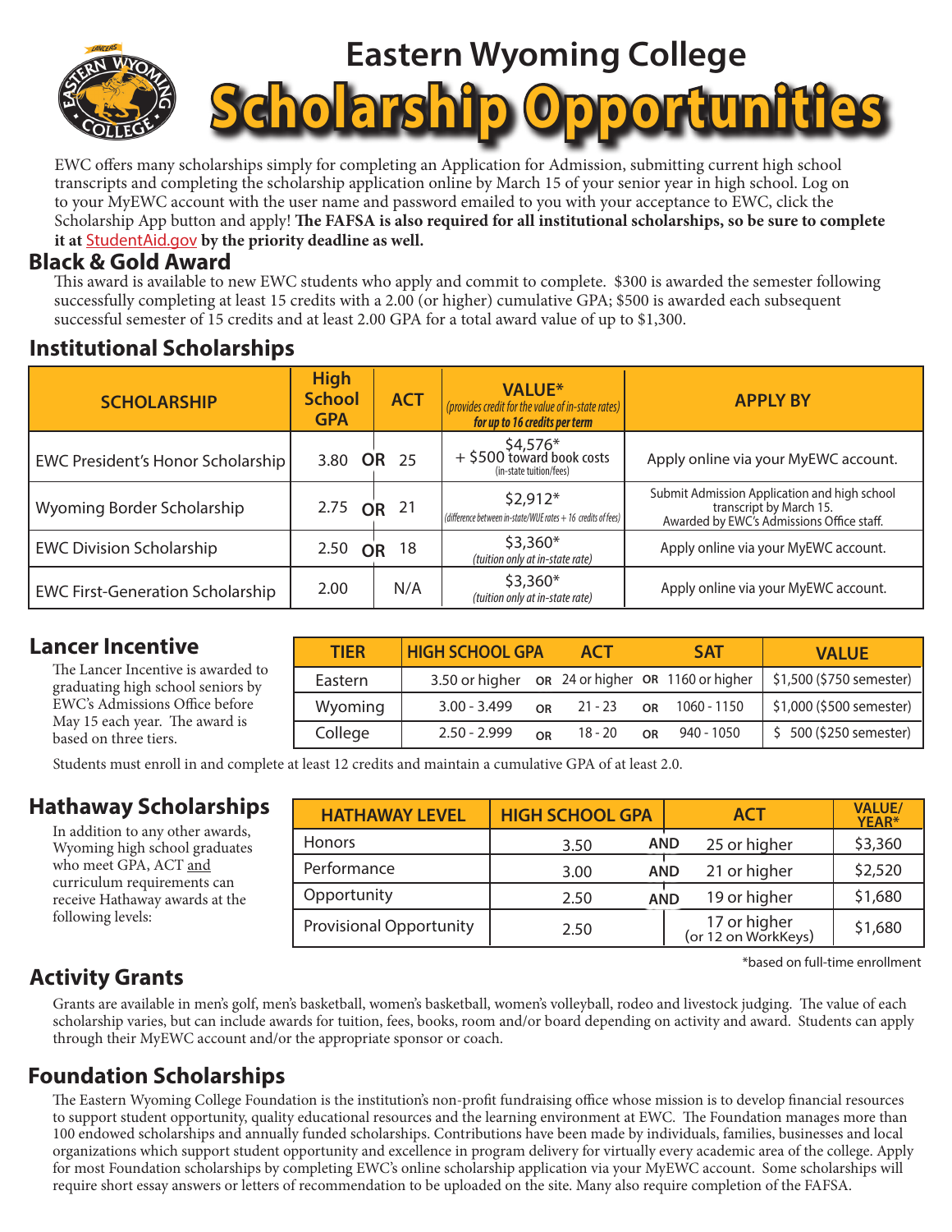# Eastern Wyoming College Scholarship Opportunities

EWC offers many scholarships simply for completing an Application for Admission, submitting current high school transcripts and completing the scholarship application online by March 15 of your senior year in high school. Log on to your MyEWC account with the user name and password emailed to you with your acceptance to EWC, click the Scholarship App button and apply! **The FAFSA is also required for all institutional scholarships, so be sure to complete it at StudentAid.gov by the priority deadline as well.**

## Black & Gold Award

This award is available to new EWC students who apply and commit to complete. $300 is awarded the semester following successfully completing at least 15 credits with a 2.00 (or higher) cumulative GPA; $500 is awarded each subsequent successful semester of 15 credits and at least 2.00 GPA for a total award value of up to $1,300.

## Institutional Scholarships

| SCHOLARSHIP | High School GPA | | ACT | VALUE* *(provides credit for the value of in-state rates) for up to 16 credits per term* | APPLY BY |
|---|---|---|---|---|---|
| EWC President's Honor Scholarship | 3.80 | OR | 25 | $4,576* + $500 toward book costs (in-state tuition/fees) | Apply online via your MyEWC account. |
| Wyoming Border Scholarship | 2.75 | OR | 21 | $2,912* (difference between in-state/WUE rates + 16 credits of fees) | Submit Admission Application and high school transcript by March 15. Awarded by EWC's Admissions Office staff. |
| EWC Division Scholarship | 2.50 | OR | 18 | $3,360* (tuition only at in-state rate) | Apply online via your MyEWC account. |
| EWC First-Generation Scholarship | 2.00 | | N/A | $3,360* (tuition only at in-state rate) | Apply online via your MyEWC account. |

## Lancer Incentive

The Lancer Incentive is awarded to graduating high school seniors by EWC's Admissions Office before May 15 each year. The award is based on three tiers.

| TIER | HIGH SCHOOL GPA | | ACT | | SAT | VALUE |
|---|---|---|---|---|---|---|
| Eastern | 3.50 or higher | OR | 24 or higher | OR | 1160 or higher | $1,500 ($750 semester) |
| Wyoming | 3.00 - 3.499 | OR | 21 - 23 | OR | 1060 - 1150 | $1,000 ($500 semester) |
| College | 2.50 - 2.999 | OR | 18 - 20 | OR | 940 - 1050 | $ 500 ($250 semester) |

Students must enroll in and complete at least 12 credits and maintain a cumulative GPA of at least 2.0.

## Hathaway Scholarships

In addition to any other awards, Wyoming high school graduates who meet GPA, ACT and curriculum requirements can receive Hathaway awards at the following levels:

| HATHAWAY LEVEL | HIGH SCHOOL GPA | | ACT | VALUE/ YEAR* |
|---|---|---|---|---|
| Honors | 3.50 | AND | 25 or higher | $3,360 |
| Performance | 3.00 | AND | 21 or higher | $2,520 |
| Opportunity | 2.50 | AND | 19 or higher | $1,680 |
| Provisional Opportunity | 2.50 | | 17 or higher (or 12 on WorkKeys) | $1,680 |

*based on full-time enrollment

## Activity Grants

Grants are available in men's golf, men's basketball, women's basketball, women's volleyball, rodeo and livestock judging. The value of each scholarship varies, but can include awards for tuition, fees, books, room and/or board depending on activity and award. Students can apply through their MyEWC account and/or the appropriate sponsor or coach.

## Foundation Scholarships

The Eastern Wyoming College Foundation is the institution's non-profit fundraising office whose mission is to develop financial resources to support student opportunity, quality educational resources and the learning environment at EWC. The Foundation manages more than 100 endowed scholarships and annually funded scholarships. Contributions have been made by individuals, families, businesses and local organizations which support student opportunity and excellence in program delivery for virtually every academic area of the college. Apply for most Foundation scholarships by completing EWC's online scholarship application via your MyEWC account. Some scholarships will require short essay answers or letters of recommendation to be uploaded on the site. Many also require completion of the FAFSA.